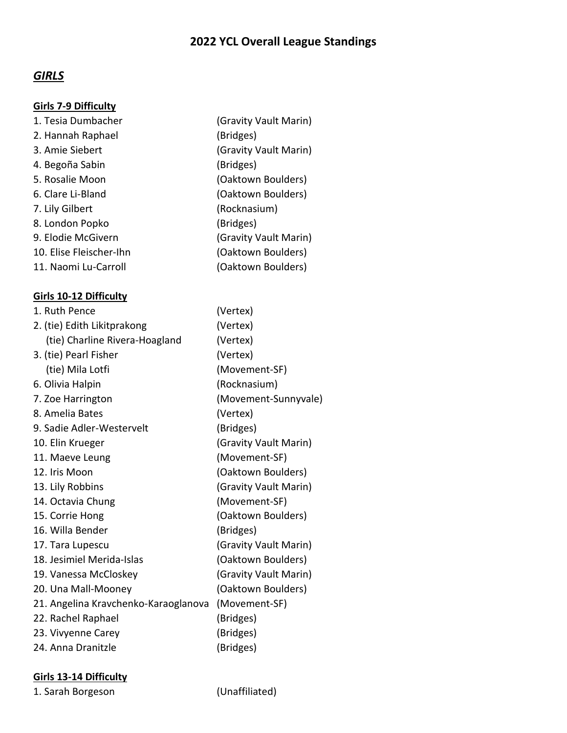# 2022 YCL Overall League Standings

## *GIRLS*

### Girls 7-9 Difficulty

| | |
|---|---|
| 1. Tesia Dumbacher | (Gravity Vault Marin) |
| 2. Hannah Raphael | (Bridges) |
| 3. Amie Siebert | (Gravity Vault Marin) |
| 4. Begoña Sabin | (Bridges) |
| 5. Rosalie Moon | (Oaktown Boulders) |
| 6. Clare Li-Bland | (Oaktown Boulders) |
| 7. Lily Gilbert | (Rocknasium) |
| 8. London Popko | (Bridges) |
| 9. Elodie McGivern | (Gravity Vault Marin) |
| 10. Elise Fleischer-Ihn | (Oaktown Boulders) |
| 11. Naomi Lu-Carroll | (Oaktown Boulders) |

### Girls 10-12 Difficulty

| | |
|---|---|
| 1. Ruth Pence | (Vertex) |
| 2. (tie) Edith Likitprakong | (Vertex) |
| (tie) Charline Rivera-Hoagland | (Vertex) |
| 3. (tie) Pearl Fisher | (Vertex) |
| (tie) Mila Lotfi | (Movement-SF) |
| 6. Olivia Halpin | (Rocknasium) |
| 7. Zoe Harrington | (Movement-Sunnyvale) |
| 8. Amelia Bates | (Vertex) |
| 9. Sadie Adler-Westervelt | (Bridges) |
| 10. Elin Krueger | (Gravity Vault Marin) |
| 11. Maeve Leung | (Movement-SF) |
| 12. Iris Moon | (Oaktown Boulders) |
| 13. Lily Robbins | (Gravity Vault Marin) |
| 14. Octavia Chung | (Movement-SF) |
| 15. Corrie Hong | (Oaktown Boulders) |
| 16. Willa Bender | (Bridges) |
| 17. Tara Lupescu | (Gravity Vault Marin) |
| 18. Jesimiel Merida-Islas | (Oaktown Boulders) |
| 19. Vanessa McCloskey | (Gravity Vault Marin) |
| 20. Una Mall-Mooney | (Oaktown Boulders) |
| 21. Angelina Kravchenko-Karaoglanova | (Movement-SF) |
| 22. Rachel Raphael | (Bridges) |
| 23. Vivyenne Carey | (Bridges) |
| 24. Anna Dranitzle | (Bridges) |

### Girls 13-14 Difficulty

| | |
|---|---|
| 1. Sarah Borgeson | (Unaffiliated) |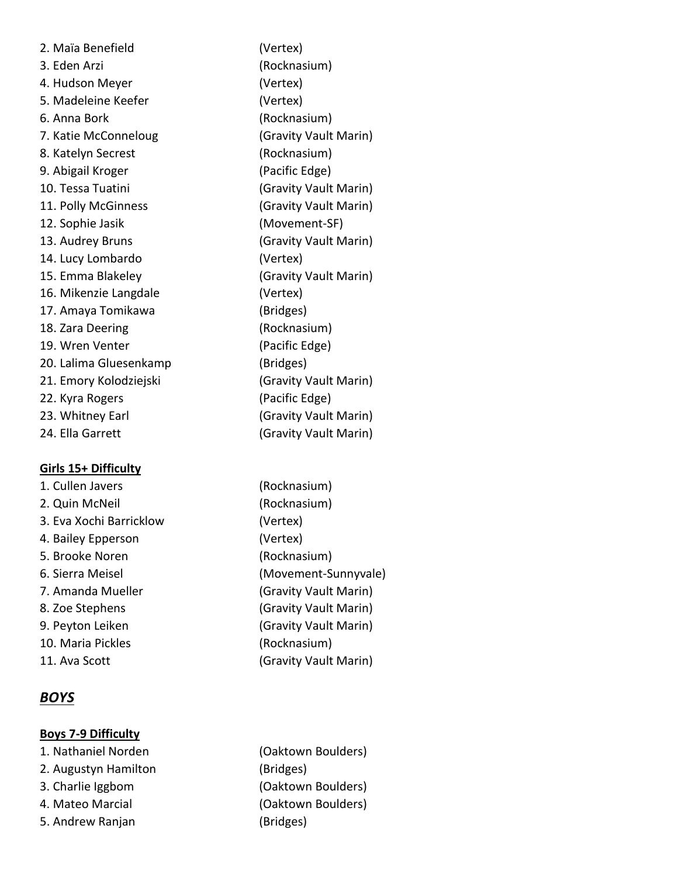2. Maïa Benefield (Vertex)
3. Eden Arzi (Rocknasium)
4. Hudson Meyer (Vertex)
5. Madeleine Keefer (Vertex)
6. Anna Bork (Rocknasium)
7. Katie McConneloug (Gravity Vault Marin)
8. Katelyn Secrest (Rocknasium)
9. Abigail Kroger (Pacific Edge)
10. Tessa Tuatini (Gravity Vault Marin)
11. Polly McGinness (Gravity Vault Marin)
12. Sophie Jasik (Movement-SF)
13. Audrey Bruns (Gravity Vault Marin)
14. Lucy Lombardo (Vertex)
15. Emma Blakeley (Gravity Vault Marin)
16. Mikenzie Langdale (Vertex)
17. Amaya Tomikawa (Bridges)
18. Zara Deering (Rocknasium)
19. Wren Venter (Pacific Edge)
20. Lalima Gluesenkamp (Bridges)
21. Emory Kolodziejski (Gravity Vault Marin)
22. Kyra Rogers (Pacific Edge)
23. Whitney Earl (Gravity Vault Marin)
24. Ella Garrett (Gravity Vault Marin)

**Girls 15+ Difficulty**

1. Cullen Javers (Rocknasium)
2. Quin McNeil (Rocknasium)
3. Eva Xochi Barricklow (Vertex)
4. Bailey Epperson (Vertex)
5. Brooke Noren (Rocknasium)
6. Sierra Meisel (Movement-Sunnyvale)
7. Amanda Mueller (Gravity Vault Marin)
8. Zoe Stephens (Gravity Vault Marin)
9. Peyton Leiken (Gravity Vault Marin)
10. Maria Pickles (Rocknasium)
11. Ava Scott (Gravity Vault Marin)

## ***BOYS***

**Boys 7-9 Difficulty**

1. Nathaniel Norden (Oaktown Boulders)
2. Augustyn Hamilton (Bridges)
3. Charlie Iggbom (Oaktown Boulders)
4. Mateo Marcial (Oaktown Boulders)
5. Andrew Ranjan (Bridges)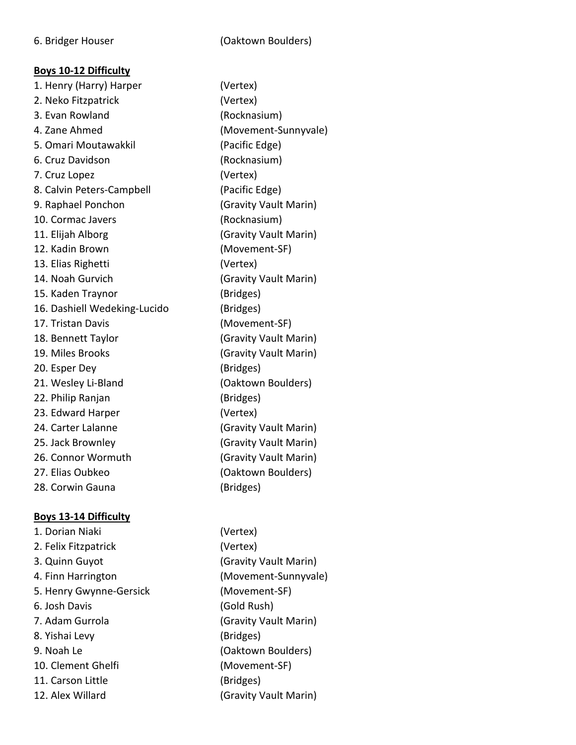6. Bridger Houser (Oaktown Boulders)

**Boys 10-12 Difficulty**

1. Henry (Harry) Harper (Vertex)
2. Neko Fitzpatrick (Vertex)
3. Evan Rowland (Rocknasium)
4. Zane Ahmed (Movement-Sunnyvale)
5. Omari Moutawakkil (Pacific Edge)
6. Cruz Davidson (Rocknasium)
7. Cruz Lopez (Vertex)
8. Calvin Peters-Campbell (Pacific Edge)
9. Raphael Ponchon (Gravity Vault Marin)
10. Cormac Javers (Rocknasium)
11. Elijah Alborg (Gravity Vault Marin)
12. Kadin Brown (Movement-SF)
13. Elias Righetti (Vertex)
14. Noah Gurvich (Gravity Vault Marin)
15. Kaden Traynor (Bridges)
16. Dashiell Wedeking-Lucido (Bridges)
17. Tristan Davis (Movement-SF)
18. Bennett Taylor (Gravity Vault Marin)
19. Miles Brooks (Gravity Vault Marin)
20. Esper Dey (Bridges)
21. Wesley Li-Bland (Oaktown Boulders)
22. Philip Ranjan (Bridges)
23. Edward Harper (Vertex)
24. Carter Lalanne (Gravity Vault Marin)
25. Jack Brownley (Gravity Vault Marin)
26. Connor Wormuth (Gravity Vault Marin)
27. Elias Oubkeo (Oaktown Boulders)
28. Corwin Gauna (Bridges)

**Boys 13-14 Difficulty**

1. Dorian Niaki (Vertex)
2. Felix Fitzpatrick (Vertex)
3. Quinn Guyot (Gravity Vault Marin)
4. Finn Harrington (Movement-Sunnyvale)
5. Henry Gwynne-Gersick (Movement-SF)
6. Josh Davis (Gold Rush)
7. Adam Gurrola (Gravity Vault Marin)
8. Yishai Levy (Bridges)
9. Noah Le (Oaktown Boulders)
10. Clement Ghelfi (Movement-SF)
11. Carson Little (Bridges)
12. Alex Willard (Gravity Vault Marin)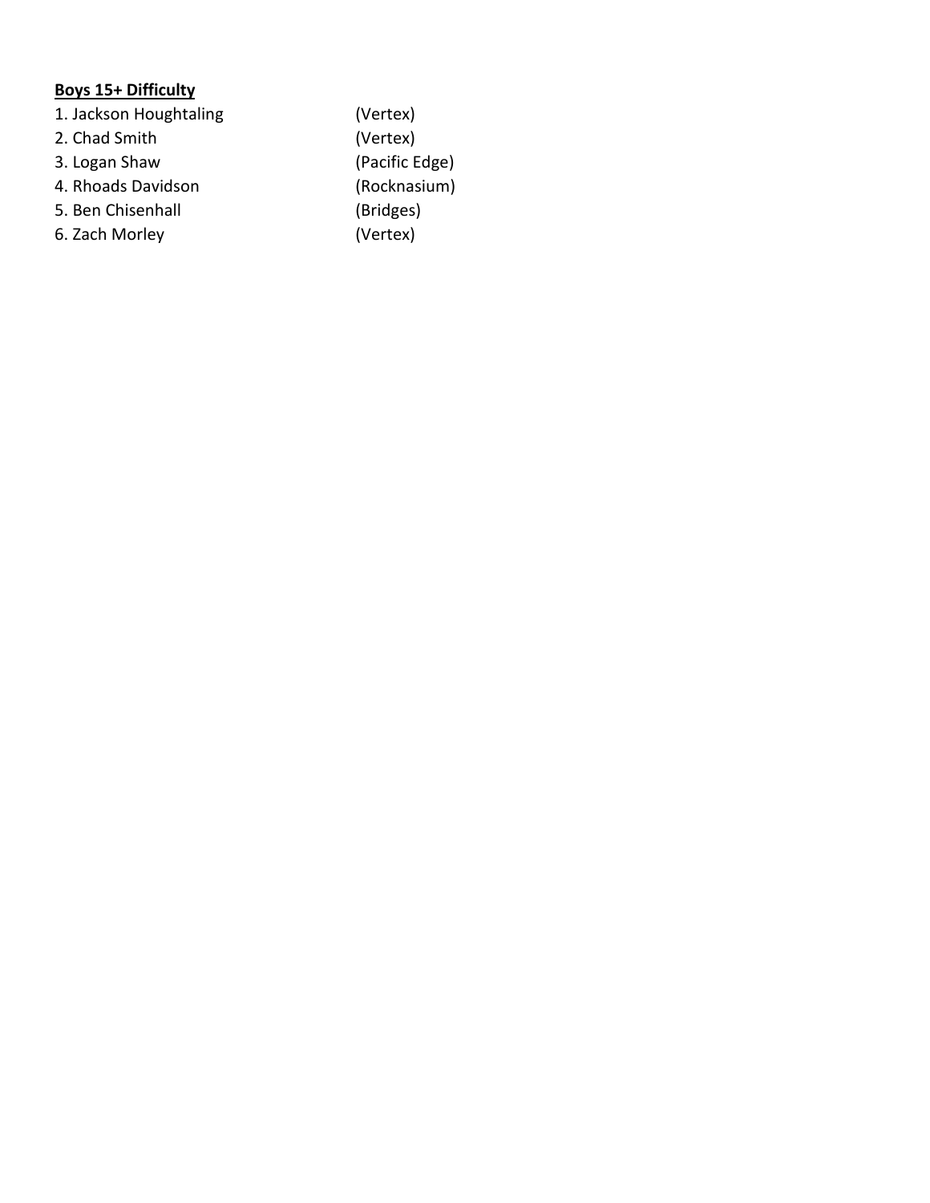**Boys 15+ Difficulty**

1. Jackson Houghtaling (Vertex)
2. Chad Smith (Vertex)
3. Logan Shaw (Pacific Edge)
4. Rhoads Davidson (Rocknasium)
5. Ben Chisenhall (Bridges)
6. Zach Morley (Vertex)